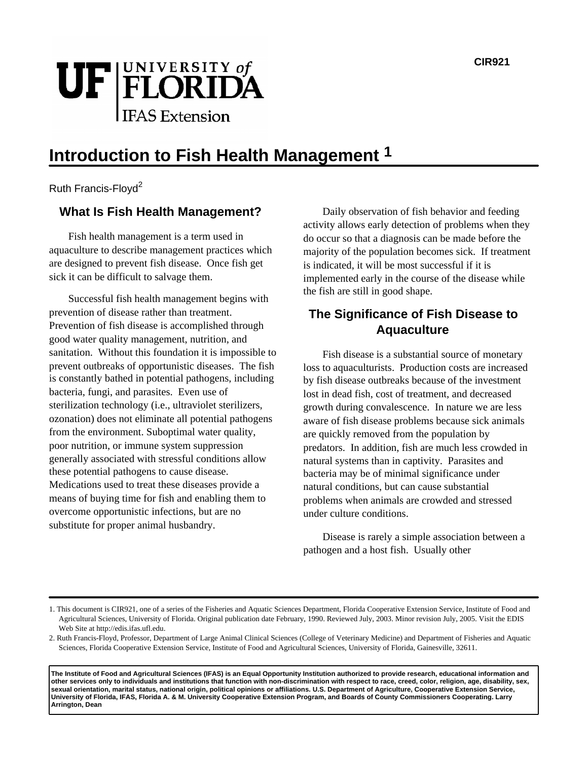CIR921

# Introduction to Fish Health Management [1]

Ruth Francis-Floyd[2]

## What Is Fish Health Management?

Fish health management is a term used in aquaculture to describe management practices which are designed to prevent fish disease. Once fish get sick it can be difficult to salvage them.

Successful fish health management begins with prevention of disease rather than treatment. Prevention of fish disease is accomplished through good water quality management, nutrition, and sanitation. Without this foundation it is impossible to prevent outbreaks of opportunistic diseases. The fish is constantly bathed in potential pathogens, including bacteria, fungi, and parasites. Even use of sterilization technology (i.e., ultraviolet sterilizers, ozonation) does not eliminate all potential pathogens from the environment. Suboptimal water quality, poor nutrition, or immune system suppression generally associated with stressful conditions allow these potential pathogens to cause disease. Medications used to treat these diseases provide a means of buying time for fish and enabling them to overcome opportunistic infections, but are no substitute for proper animal husbandry.

Daily observation of fish behavior and feeding activity allows early detection of problems when they do occur so that a diagnosis can be made before the majority of the population becomes sick. If treatment is indicated, it will be most successful if it is implemented early in the course of the disease while the fish are still in good shape.

## The Significance of Fish Disease to Aquaculture

Fish disease is a substantial source of monetary loss to aquaculturists. Production costs are increased by fish disease outbreaks because of the investment lost in dead fish, cost of treatment, and decreased growth during convalescence. In nature we are less aware of fish disease problems because sick animals are quickly removed from the population by predators. In addition, fish are much less crowded in natural systems than in captivity. Parasites and bacteria may be of minimal significance under natural conditions, but can cause substantial problems when animals are crowded and stressed under culture conditions.

Disease is rarely a simple association between a pathogen and a host fish. Usually other

---

1. This document is CIR921, one of a series of the Fisheries and Aquatic Sciences Department, Florida Cooperative Extension Service, Institute of Food and Agricultural Sciences, University of Florida. Original publication date February, 1990. Reviewed July, 2003. Minor revision July, 2005. Visit the EDIS Web Site at http://edis.ifas.ufl.edu.
2. Ruth Francis-Floyd, Professor, Department of Large Animal Clinical Sciences (College of Veterinary Medicine) and Department of Fisheries and Aquatic Sciences, Florida Cooperative Extension Service, Institute of Food and Agricultural Sciences, University of Florida, Gainesville, 32611.

**The Institute of Food and Agricultural Sciences (IFAS) is an Equal Opportunity Institution authorized to provide research, educational information and other services only to individuals and institutions that function with non-discrimination with respect to race, creed, color, religion, age, disability, sex, sexual orientation, marital status, national origin, political opinions or affiliations. U.S. Department of Agriculture, Cooperative Extension Service, University of Florida, IFAS, Florida A. & M. University Cooperative Extension Program, and Boards of County Commissioners Cooperating. Larry Arrington, Dean**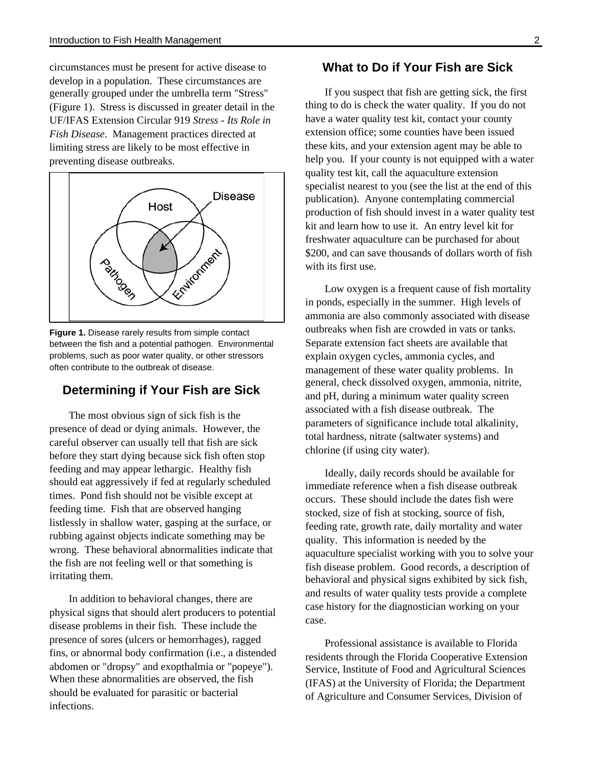circumstances must be present for active disease to develop in a population. These circumstances are generally grouped under the umbrella term "Stress" (Figure 1). Stress is discussed in greater detail in the UF/IFAS Extension Circular 919 *Stress - Its Role in Fish Disease*. Management practices directed at limiting stress are likely to be most effective in preventing disease outbreaks.

**Figure 1.** Disease rarely results from simple contact between the fish and a potential pathogen. Environmental problems, such as poor water quality, or other stressors often contribute to the outbreak of disease.

## Determining if Your Fish are Sick

The most obvious sign of sick fish is the presence of dead or dying animals. However, the careful observer can usually tell that fish are sick before they start dying because sick fish often stop feeding and may appear lethargic. Healthy fish should eat aggressively if fed at regularly scheduled times. Pond fish should not be visible except at feeding time. Fish that are observed hanging listlessly in shallow water, gasping at the surface, or rubbing against objects indicate something may be wrong. These behavioral abnormalities indicate that the fish are not feeling well or that something is irritating them.

In addition to behavioral changes, there are physical signs that should alert producers to potential disease problems in their fish. These include the presence of sores (ulcers or hemorrhages), ragged fins, or abnormal body confirmation (i.e., a distended abdomen or "dropsy" and exopthalmia or "popeye"). When these abnormalities are observed, the fish should be evaluated for parasitic or bacterial infections.

## What to Do if Your Fish are Sick

If you suspect that fish are getting sick, the first thing to do is check the water quality. If you do not have a water quality test kit, contact your county extension office; some counties have been issued these kits, and your extension agent may be able to help you. If your county is not equipped with a water quality test kit, call the aquaculture extension specialist nearest to you (see the list at the end of this publication). Anyone contemplating commercial production of fish should invest in a water quality test kit and learn how to use it. An entry level kit for freshwater aquaculture can be purchased for about $200, and can save thousands of dollars worth of fish with its first use.

Low oxygen is a frequent cause of fish mortality in ponds, especially in the summer. High levels of ammonia are also commonly associated with disease outbreaks when fish are crowded in vats or tanks. Separate extension fact sheets are available that explain oxygen cycles, ammonia cycles, and management of these water quality problems. In general, check dissolved oxygen, ammonia, nitrite, and pH, during a minimum water quality screen associated with a fish disease outbreak. The parameters of significance include total alkalinity, total hardness, nitrate (saltwater systems) and chlorine (if using city water).

Ideally, daily records should be available for immediate reference when a fish disease outbreak occurs. These should include the dates fish were stocked, size of fish at stocking, source of fish, feeding rate, growth rate, daily mortality and water quality. This information is needed by the aquaculture specialist working with you to solve your fish disease problem. Good records, a description of behavioral and physical signs exhibited by sick fish, and results of water quality tests provide a complete case history for the diagnostician working on your case.

Professional assistance is available to Florida residents through the Florida Cooperative Extension Service, Institute of Food and Agricultural Sciences (IFAS) at the University of Florida; the Department of Agriculture and Consumer Services, Division of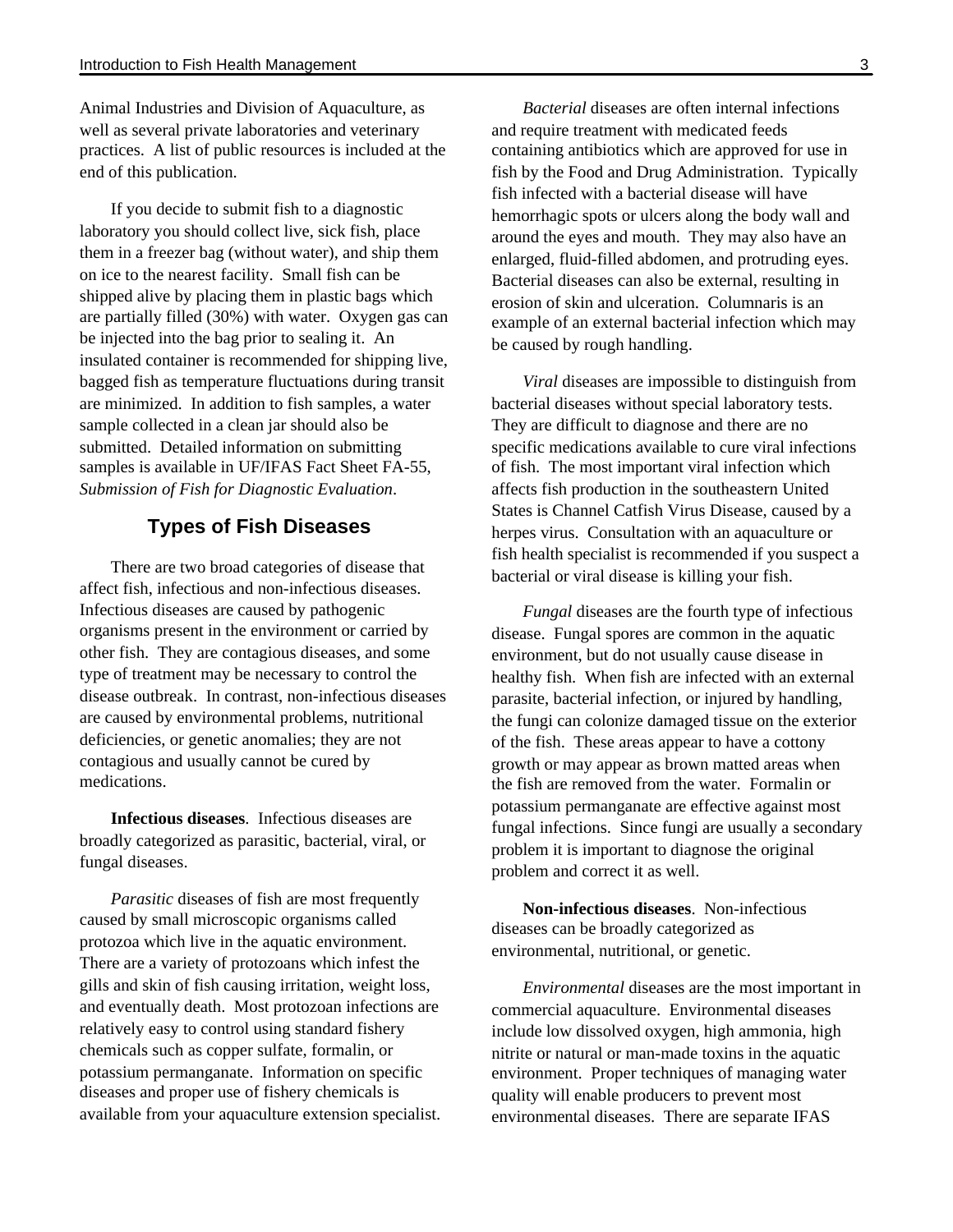Animal Industries and Division of Aquaculture, as well as several private laboratories and veterinary practices. A list of public resources is included at the end of this publication.

If you decide to submit fish to a diagnostic laboratory you should collect live, sick fish, place them in a freezer bag (without water), and ship them on ice to the nearest facility. Small fish can be shipped alive by placing them in plastic bags which are partially filled (30%) with water. Oxygen gas can be injected into the bag prior to sealing it. An insulated container is recommended for shipping live, bagged fish as temperature fluctuations during transit are minimized. In addition to fish samples, a water sample collected in a clean jar should also be submitted. Detailed information on submitting samples is available in UF/IFAS Fact Sheet FA-55, *Submission of Fish for Diagnostic Evaluation*.

## Types of Fish Diseases

There are two broad categories of disease that affect fish, infectious and non-infectious diseases. Infectious diseases are caused by pathogenic organisms present in the environment or carried by other fish. They are contagious diseases, and some type of treatment may be necessary to control the disease outbreak. In contrast, non-infectious diseases are caused by environmental problems, nutritional deficiencies, or genetic anomalies; they are not contagious and usually cannot be cured by medications.

**Infectious diseases**. Infectious diseases are broadly categorized as parasitic, bacterial, viral, or fungal diseases.

*Parasitic* diseases of fish are most frequently caused by small microscopic organisms called protozoa which live in the aquatic environment. There are a variety of protozoans which infest the gills and skin of fish causing irritation, weight loss, and eventually death. Most protozoan infections are relatively easy to control using standard fishery chemicals such as copper sulfate, formalin, or potassium permanganate. Information on specific diseases and proper use of fishery chemicals is available from your aquaculture extension specialist.

*Bacterial* diseases are often internal infections and require treatment with medicated feeds containing antibiotics which are approved for use in fish by the Food and Drug Administration. Typically fish infected with a bacterial disease will have hemorrhagic spots or ulcers along the body wall and around the eyes and mouth. They may also have an enlarged, fluid-filled abdomen, and protruding eyes. Bacterial diseases can also be external, resulting in erosion of skin and ulceration. Columnaris is an example of an external bacterial infection which may be caused by rough handling.

*Viral* diseases are impossible to distinguish from bacterial diseases without special laboratory tests. They are difficult to diagnose and there are no specific medications available to cure viral infections of fish. The most important viral infection which affects fish production in the southeastern United States is Channel Catfish Virus Disease, caused by a herpes virus. Consultation with an aquaculture or fish health specialist is recommended if you suspect a bacterial or viral disease is killing your fish.

*Fungal* diseases are the fourth type of infectious disease. Fungal spores are common in the aquatic environment, but do not usually cause disease in healthy fish. When fish are infected with an external parasite, bacterial infection, or injured by handling, the fungi can colonize damaged tissue on the exterior of the fish. These areas appear to have a cottony growth or may appear as brown matted areas when the fish are removed from the water. Formalin or potassium permanganate are effective against most fungal infections. Since fungi are usually a secondary problem it is important to diagnose the original problem and correct it as well.

**Non-infectious diseases**. Non-infectious diseases can be broadly categorized as environmental, nutritional, or genetic.

*Environmental* diseases are the most important in commercial aquaculture. Environmental diseases include low dissolved oxygen, high ammonia, high nitrite or natural or man-made toxins in the aquatic environment. Proper techniques of managing water quality will enable producers to prevent most environmental diseases. There are separate IFAS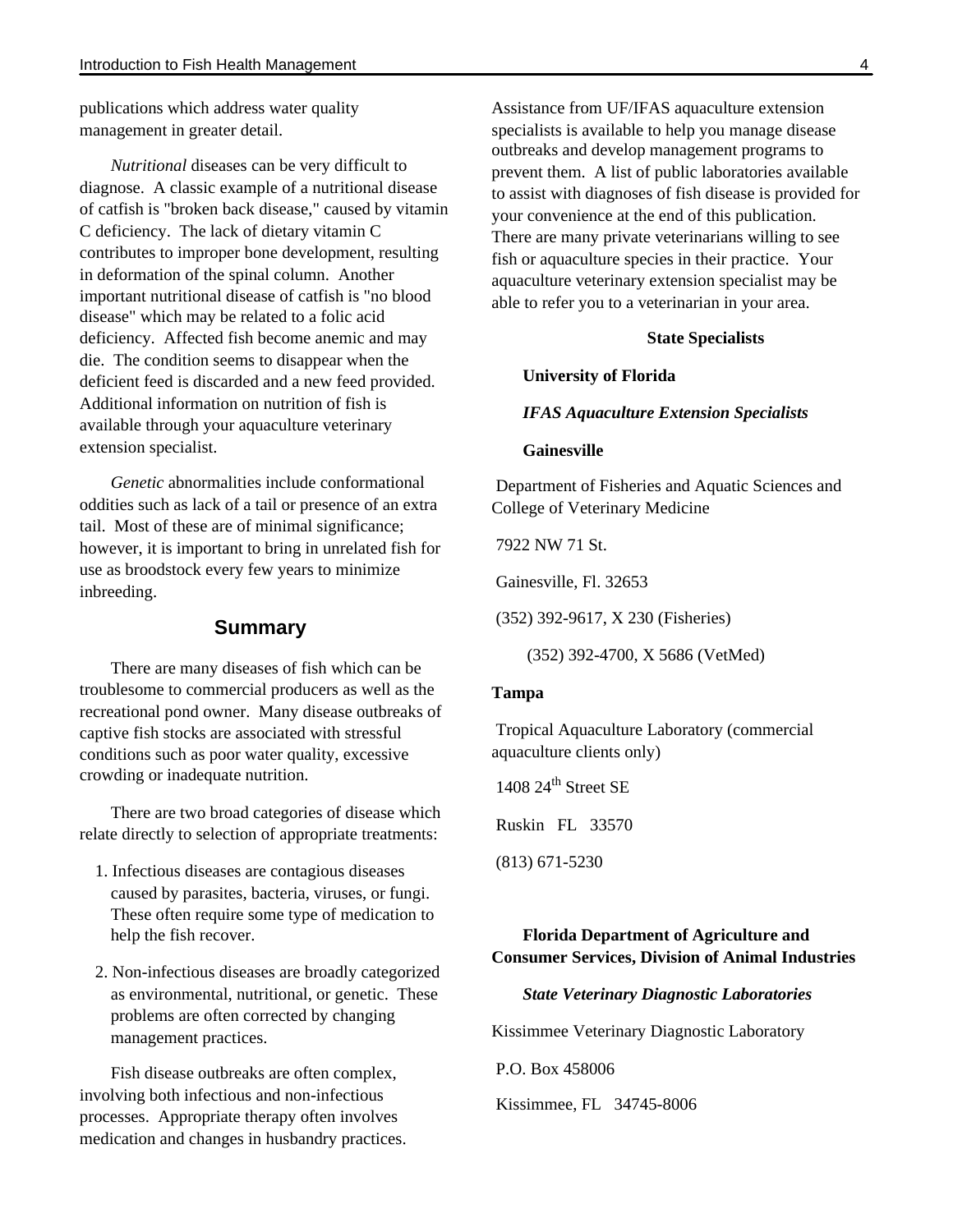publications which address water quality management in greater detail.

*Nutritional* diseases can be very difficult to diagnose. A classic example of a nutritional disease of catfish is "broken back disease," caused by vitamin C deficiency. The lack of dietary vitamin C contributes to improper bone development, resulting in deformation of the spinal column. Another important nutritional disease of catfish is "no blood disease" which may be related to a folic acid deficiency. Affected fish become anemic and may die. The condition seems to disappear when the deficient feed is discarded and a new feed provided. Additional information on nutrition of fish is available through your aquaculture veterinary extension specialist.

*Genetic* abnormalities include conformational oddities such as lack of a tail or presence of an extra tail. Most of these are of minimal significance; however, it is important to bring in unrelated fish for use as broodstock every few years to minimize inbreeding.

## Summary

There are many diseases of fish which can be troublesome to commercial producers as well as the recreational pond owner. Many disease outbreaks of captive fish stocks are associated with stressful conditions such as poor water quality, excessive crowding or inadequate nutrition.

There are two broad categories of disease which relate directly to selection of appropriate treatments:

1. Infectious diseases are contagious diseases caused by parasites, bacteria, viruses, or fungi. These often require some type of medication to help the fish recover.
2. Non-infectious diseases are broadly categorized as environmental, nutritional, or genetic. These problems are often corrected by changing management practices.

Fish disease outbreaks are often complex, involving both infectious and non-infectious processes. Appropriate therapy often involves medication and changes in husbandry practices. Assistance from UF/IFAS aquaculture extension specialists is available to help you manage disease outbreaks and develop management programs to prevent them. A list of public laboratories available to assist with diagnoses of fish disease is provided for your convenience at the end of this publication. There are many private veterinarians willing to see fish or aquaculture species in their practice. Your aquaculture veterinary extension specialist may be able to refer you to a veterinarian in your area.

**State Specialists**

**University of Florida**

***IFAS Aquaculture Extension Specialists***

**Gainesville**

Department of Fisheries and Aquatic Sciences and College of Veterinary Medicine

7922 NW 71 St.

Gainesville, Fl. 32653

(352) 392-9617, X 230 (Fisheries)

(352) 392-4700, X 5686 (VetMed)

**Tampa**

Tropical Aquaculture Laboratory (commercial aquaculture clients only)

1408 24th Street SE

Ruskin FL 33570

(813) 671-5230

**Florida Department of Agriculture and Consumer Services, Division of Animal Industries**

***State Veterinary Diagnostic Laboratories***

Kissimmee Veterinary Diagnostic Laboratory

P.O. Box 458006

Kissimmee, FL 34745-8006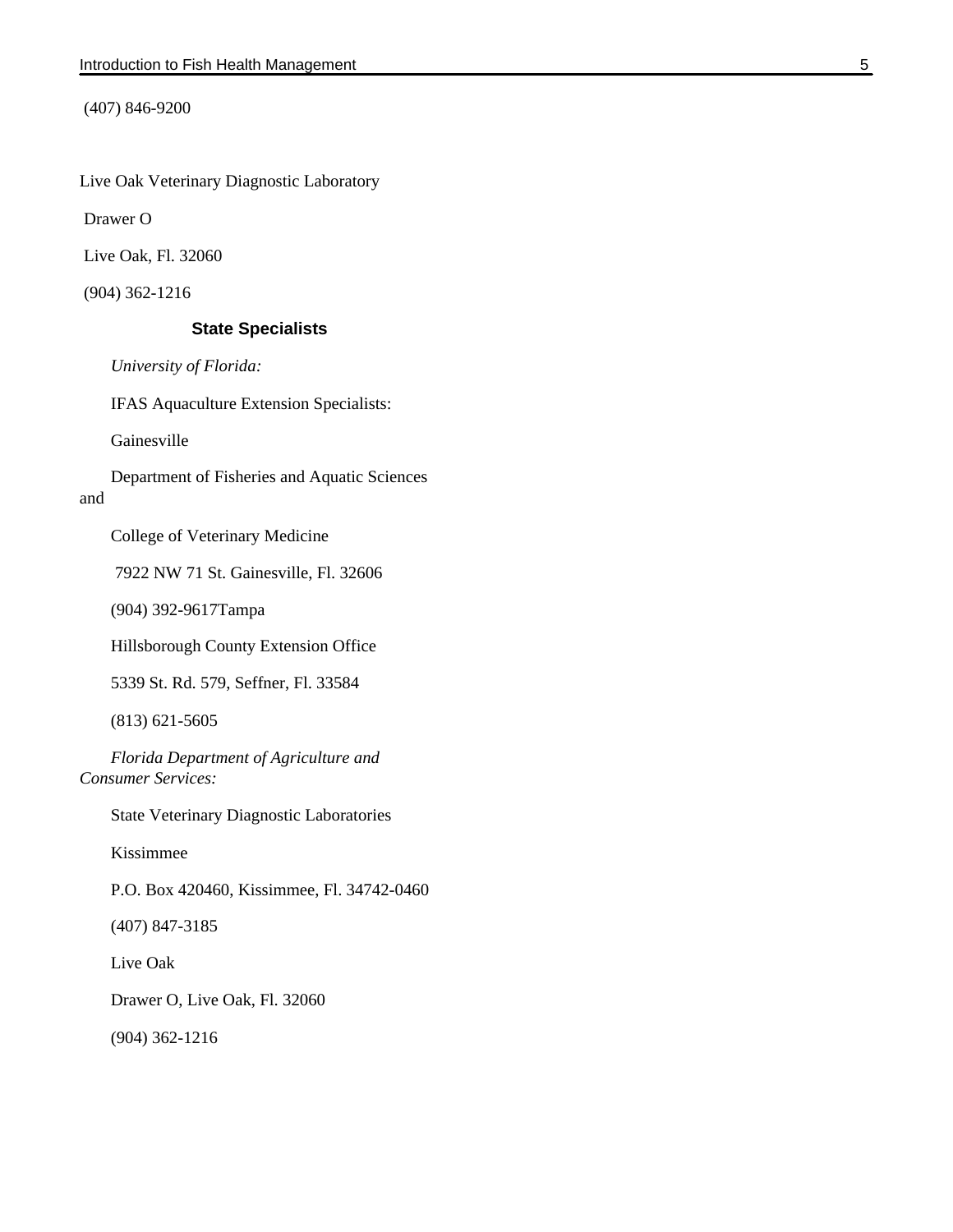(407) 846-9200

Live Oak Veterinary Diagnostic Laboratory

Drawer O

Live Oak, Fl. 32060

(904) 362-1216

## State Specialists

*University of Florida:*

IFAS Aquaculture Extension Specialists:

Gainesville

Department of Fisheries and Aquatic Sciences and

College of Veterinary Medicine

7922 NW 71 St. Gainesville, Fl. 32606

(904) 392-9617Tampa

Hillsborough County Extension Office

5339 St. Rd. 579, Seffner, Fl. 33584

(813) 621-5605

*Florida Department of Agriculture and Consumer Services:*

State Veterinary Diagnostic Laboratories

Kissimmee

P.O. Box 420460, Kissimmee, Fl. 34742-0460

(407) 847-3185

Live Oak

Drawer O, Live Oak, Fl. 32060

(904) 362-1216